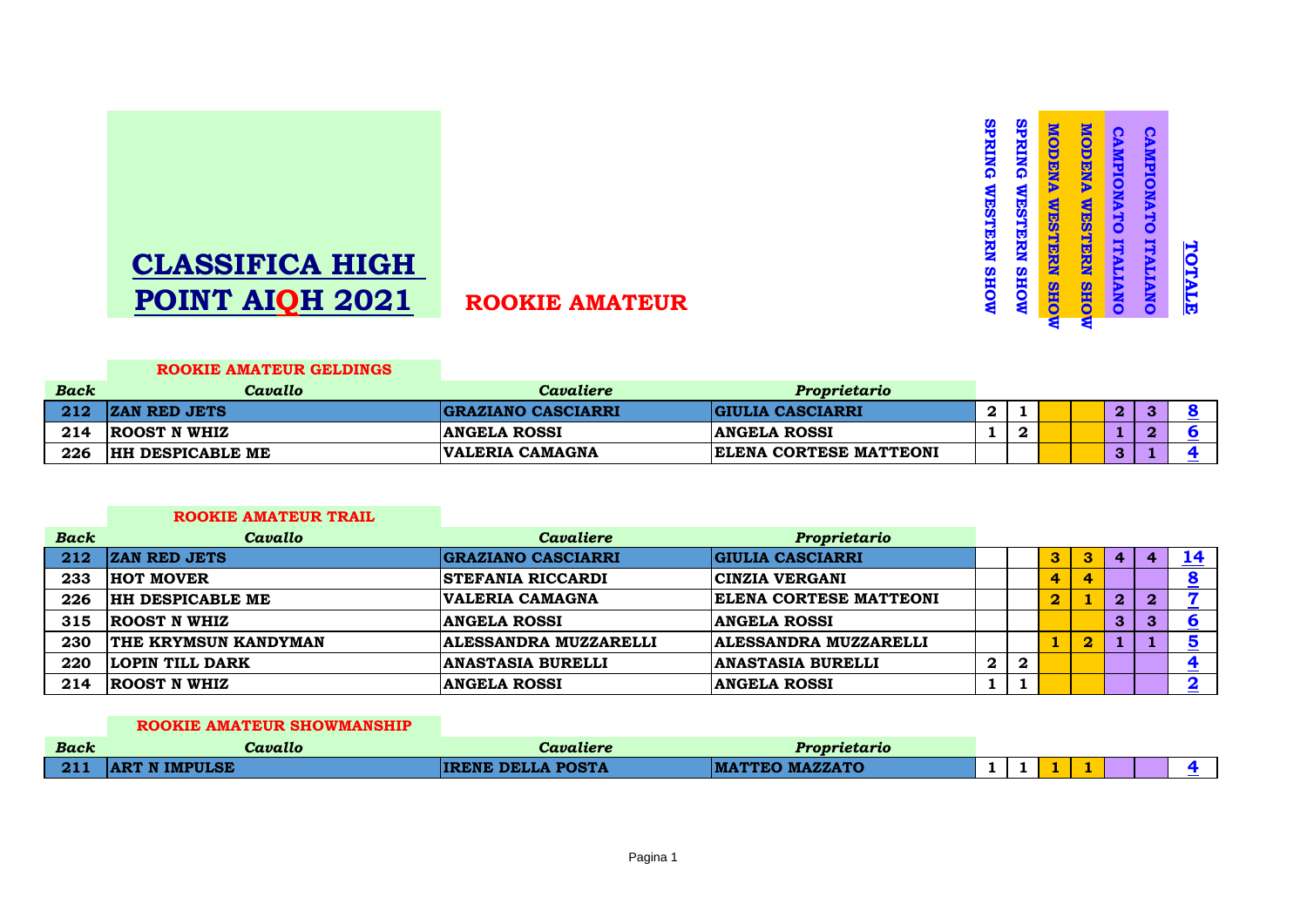# CLASSIFICA HIGH POINT AIQH 2021

## ROOKIE AMATEUR

### ROOKIE AMATEUR GELDINGS

| Back | Cavallo | Cavaliere | Proprietario | SPRING WESTERN SHOW | SPRING WESTERN SHOW | MODENA WESTERN SHOW | MODENA WESTERN SHOW | CAMPIONATO ITALIANO | CAMPIONATO ITALIANO | TOTALE |
|---|---|---|---|---|---|---|---|---|---|---|
| 212 | ZAN RED JETS | GRAZIANO CASCIARRI | GIULIA CASCIARRI | 2 | 1 | | | 2 | 3 | 8 |
| 214 | ROOST N WHIZ | ANGELA ROSSI | ANGELA ROSSI | 1 | 2 | | | 1 | 2 | 6 |
| 226 | HH DESPICABLE ME | VALERIA CAMAGNA | ELENA CORTESE MATTEONI | | | | | 3 | 1 | 4 |

### ROOKIE AMATEUR TRAIL

| Back | Cavallo | Cavaliere | Proprietario | SPRING WESTERN SHOW | SPRING WESTERN SHOW | MODENA WESTERN SHOW | MODENA WESTERN SHOW | CAMPIONATO ITALIANO | CAMPIONATO ITALIANO | TOTALE |
|---|---|---|---|---|---|---|---|---|---|---|
| 212 | ZAN RED JETS | GRAZIANO CASCIARRI | GIULIA CASCIARRI | | | 3 | 3 | 4 | 4 | 14 |
| 233 | HOT MOVER | STEFANIA RICCARDI | CINZIA VERGANI | | | 4 | 4 | | | 8 |
| 226 | HH DESPICABLE ME | VALERIA CAMAGNA | ELENA CORTESE MATTEONI | | | 2 | 1 | 2 | 2 | 7 |
| 315 | ROOST N WHIZ | ANGELA ROSSI | ANGELA ROSSI | | | | | 3 | 3 | 6 |
| 230 | THE KRYMSUN KANDYMAN | ALESSANDRA MUZZARELLI | ALESSANDRA MUZZARELLI | | | 1 | 2 | 1 | 1 | 5 |
| 220 | LOPIN TILL DARK | ANASTASIA BURELLI | ANASTASIA BURELLI | 2 | 2 | | | | | 4 |
| 214 | ROOST N WHIZ | ANGELA ROSSI | ANGELA ROSSI | 1 | 1 | | | | | 2 |

### ROOKIE AMATEUR SHOWMANSHIP

| Back | Cavallo | Cavaliere | Proprietario | SPRING WESTERN SHOW | SPRING WESTERN SHOW | MODENA WESTERN SHOW | MODENA WESTERN SHOW | CAMPIONATO ITALIANO | CAMPIONATO ITALIANO | TOTALE |
|---|---|---|---|---|---|---|---|---|---|---|
| 211 | ART N IMPULSE | IRENE DELLA POSTA | MATTEO MAZZATO | 1 | 1 | 1 | 1 | | | 4 |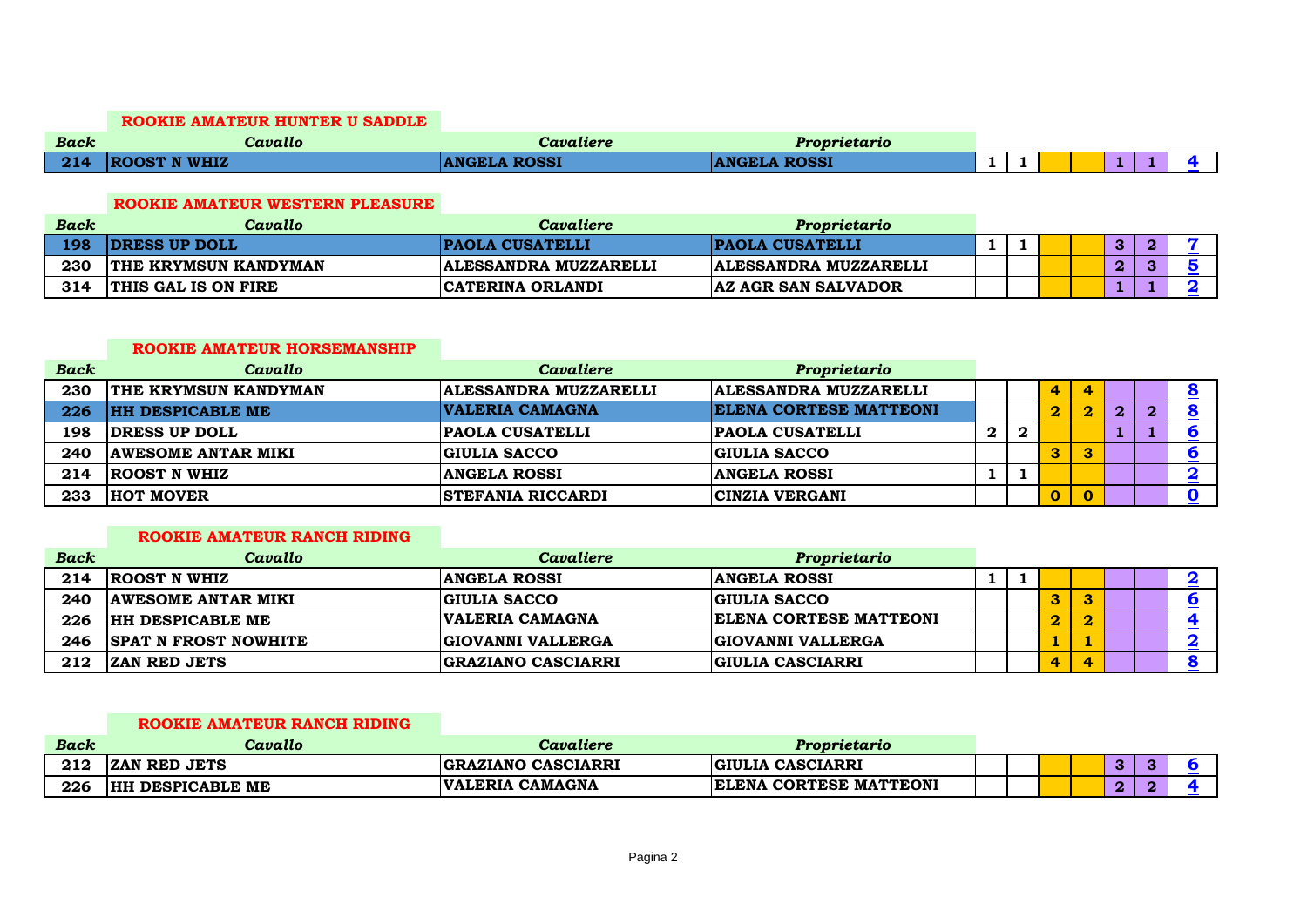## ROOKIE AMATEUR HUNTER U SADDLE

| *Back* | *Cavallo* | *Cavaliere* | *Proprietario* | | | | | | | |
|---|---|---|---|---|---|---|---|---|---|---|
| **214** | **ROOST N WHIZ** | **ANGELA ROSSI** | **ANGELA ROSSI** | **1** | **1** | | | **1** | **1** | **4** |

## ROOKIE AMATEUR WESTERN PLEASURE

| *Back* | *Cavallo* | *Cavaliere* | *Proprietario* | | | | | | | |
|---|---|---|---|---|---|---|---|---|---|---|
| **198** | **DRESS UP DOLL** | **PAOLA CUSATELLI** | **PAOLA CUSATELLI** | **1** | **1** | | | **3** | **2** | **7** |
| **230** | **THE KRYMSUN KANDYMAN** | **ALESSANDRA MUZZARELLI** | **ALESSANDRA MUZZARELLI** | | | | | **2** | **3** | **5** |
| **314** | **THIS GAL IS ON FIRE** | **CATERINA ORLANDI** | **AZ AGR SAN SALVADOR** | | | | | **1** | **1** | **2** |

## ROOKIE AMATEUR HORSEMANSHIP

| *Back* | *Cavallo* | *Cavaliere* | *Proprietario* | | | | | | | |
|---|---|---|---|---|---|---|---|---|---|---|
| **230** | **THE KRYMSUN KANDYMAN** | **ALESSANDRA MUZZARELLI** | **ALESSANDRA MUZZARELLI** | | | **4** | **4** | | | **8** |
| **226** | **HH DESPICABLE ME** | **VALERIA CAMAGNA** | **ELENA CORTESE MATTEONI** | | | **2** | **2** | **2** | **2** | **8** |
| **198** | **DRESS UP DOLL** | **PAOLA CUSATELLI** | **PAOLA CUSATELLI** | **2** | **2** | | | **1** | **1** | **6** |
| **240** | **AWESOME ANTAR MIKI** | **GIULIA SACCO** | **GIULIA SACCO** | | | **3** | **3** | | | **6** |
| **214** | **ROOST N WHIZ** | **ANGELA ROSSI** | **ANGELA ROSSI** | **1** | **1** | | | | | **2** |
| **233** | **HOT MOVER** | **STEFANIA RICCARDI** | **CINZIA VERGANI** | | | **0** | **0** | | | **0** |

## ROOKIE AMATEUR RANCH RIDING

| *Back* | *Cavallo* | *Cavaliere* | *Proprietario* | | | | | | | |
|---|---|---|---|---|---|---|---|---|---|---|
| **214** | **ROOST N WHIZ** | **ANGELA ROSSI** | **ANGELA ROSSI** | **1** | **1** | | | | | **2** |
| **240** | **AWESOME ANTAR MIKI** | **GIULIA SACCO** | **GIULIA SACCO** | | | **3** | **3** | | | **6** |
| **226** | **HH DESPICABLE ME** | **VALERIA CAMAGNA** | **ELENA CORTESE MATTEONI** | | | **2** | **2** | | | **4** |
| **246** | **SPAT N FROST NOWHITE** | **GIOVANNI VALLERGA** | **GIOVANNI VALLERGA** | | | **1** | **1** | | | **2** |
| **212** | **ZAN RED JETS** | **GRAZIANO CASCIARRI** | **GIULIA CASCIARRI** | | | **4** | **4** | | | **8** |

## ROOKIE AMATEUR RANCH RIDING

| *Back* | *Cavallo* | *Cavaliere* | *Proprietario* | | | | | | | |
|---|---|---|---|---|---|---|---|---|---|---|
| **212** | **ZAN RED JETS** | **GRAZIANO CASCIARRI** | **GIULIA CASCIARRI** | | | | | **3** | **3** | **6** |
| **226** | **HH DESPICABLE ME** | **VALERIA CAMAGNA** | **ELENA CORTESE MATTEONI** | | | | | **2** | **2** | **4** |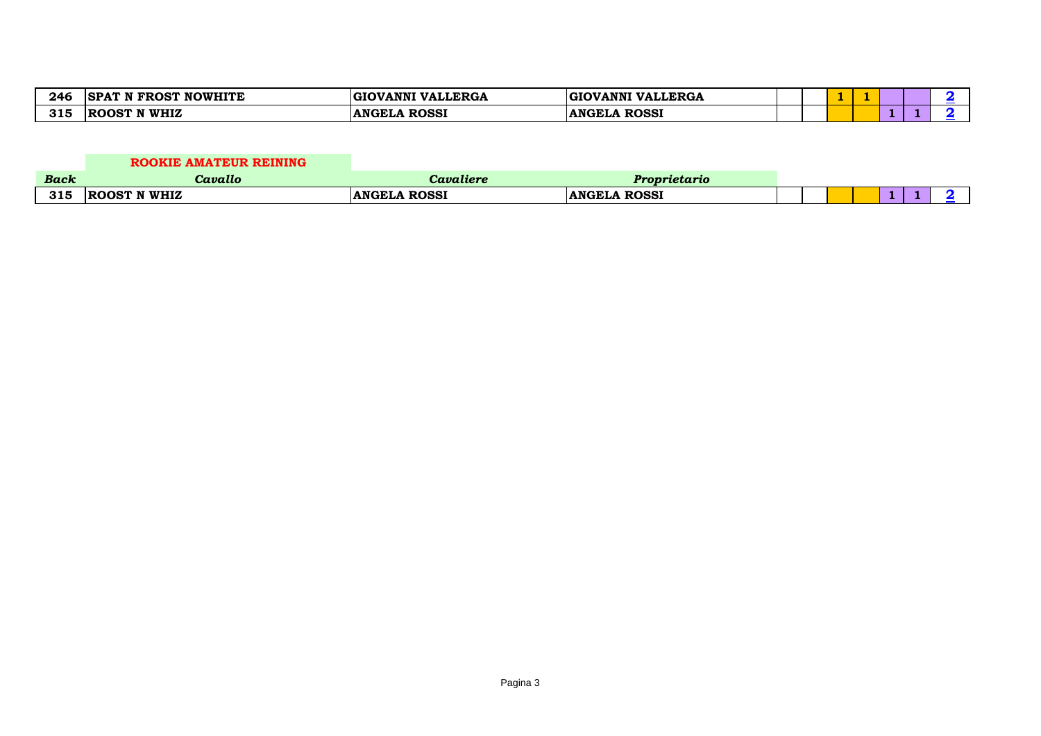| | | | | | | | | | | |
|---|---|---|---|---|---|---|---|---|---|---|
| 246 | SPAT N FROST NOWHITE | GIOVANNI VALLERGA | GIOVANNI VALLERGA | | | 1 | 1 | | | 2 |
| 315 | ROOST N WHIZ | ANGELA ROSSI | ANGELA ROSSI | | | | | 1 | 1 | 2 |

**ROOKIE AMATEUR REINING**

| *Back* | *Cavallo* | *Cavaliere* | *Proprietario* | | | | | | | |
|---|---|---|---|---|---|---|---|---|---|---|
| 315 | ROOST N WHIZ | ANGELA ROSSI | ANGELA ROSSI | | | | | 1 | 1 | 2 |